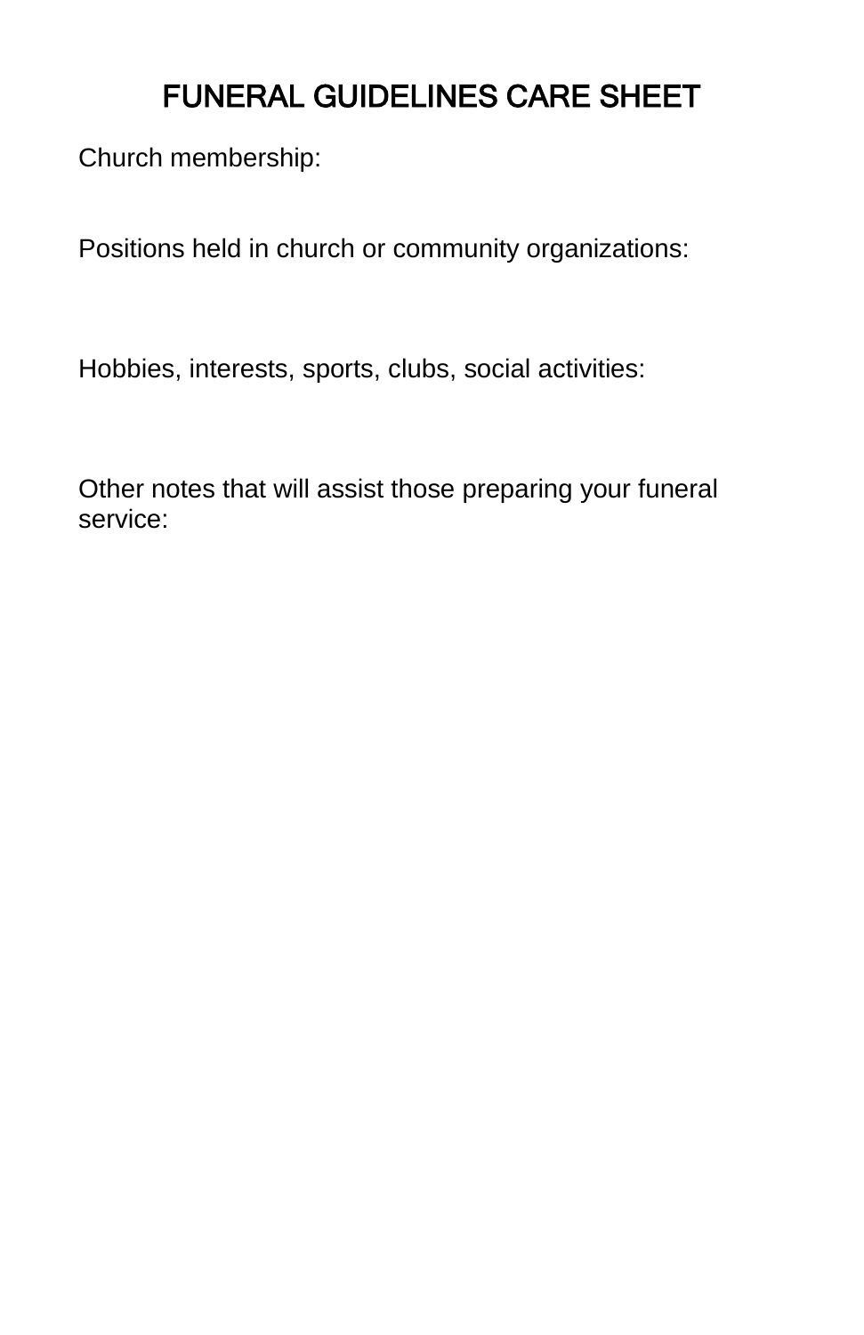# FUNERAL GUIDELINES CARE SHEET

Church membership:

Positions held in church or community organizations:

Hobbies, interests, sports, clubs, social activities:

Other notes that will assist those preparing your funeral service: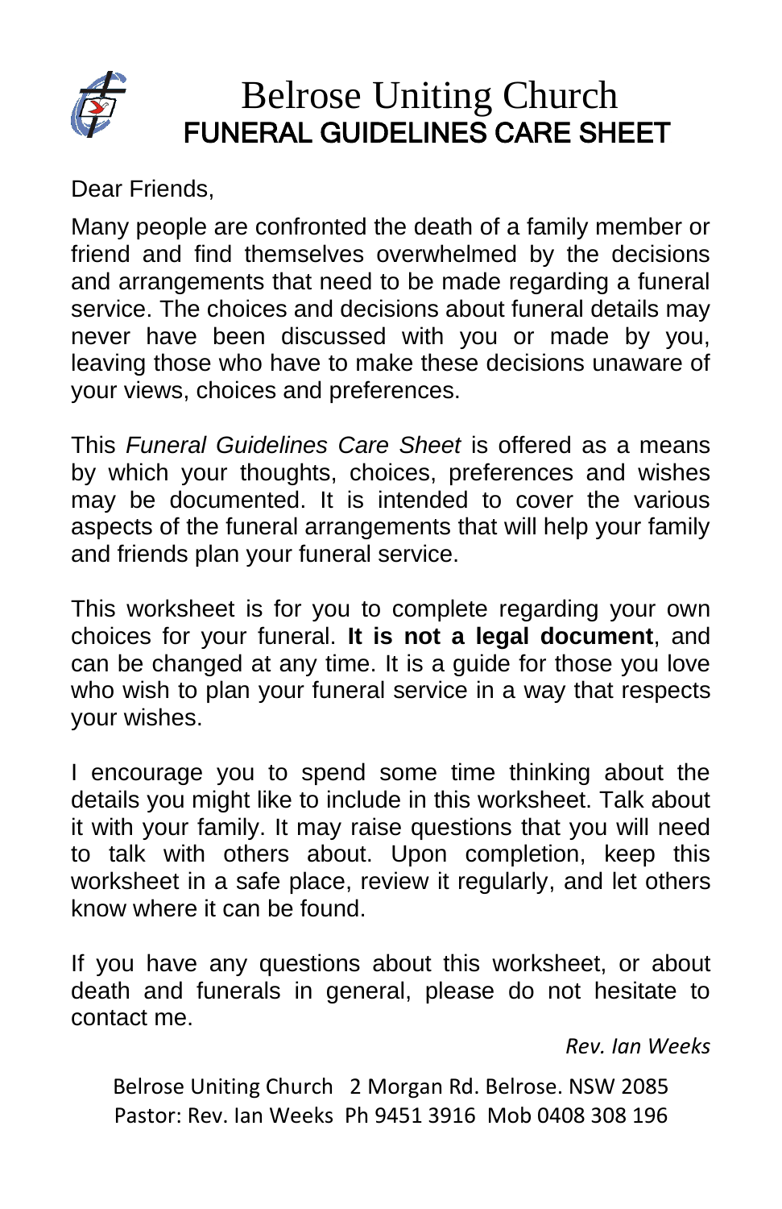# Belrose Uniting Church

## FUNERAL GUIDELINES CARE SHEET

Dear Friends,

Many people are confronted the death of a family member or friend and find themselves overwhelmed by the decisions and arrangements that need to be made regarding a funeral service. The choices and decisions about funeral details may never have been discussed with you or made by you, leaving those who have to make these decisions unaware of your views, choices and preferences.

This *Funeral Guidelines Care Sheet* is offered as a means by which your thoughts, choices, preferences and wishes may be documented. It is intended to cover the various aspects of the funeral arrangements that will help your family and friends plan your funeral service.

This worksheet is for you to complete regarding your own choices for your funeral. **It is not a legal document**, and can be changed at any time. It is a guide for those you love who wish to plan your funeral service in a way that respects your wishes.

I encourage you to spend some time thinking about the details you might like to include in this worksheet. Talk about it with your family. It may raise questions that you will need to talk with others about. Upon completion, keep this worksheet in a safe place, review it regularly, and let others know where it can be found.

If you have any questions about this worksheet, or about death and funerals in general, please do not hesitate to contact me.

*Rev. Ian Weeks*

Belrose Uniting Church 2 Morgan Rd. Belrose. NSW 2085
Pastor: Rev. Ian Weeks Ph 9451 3916 Mob 0408 308 196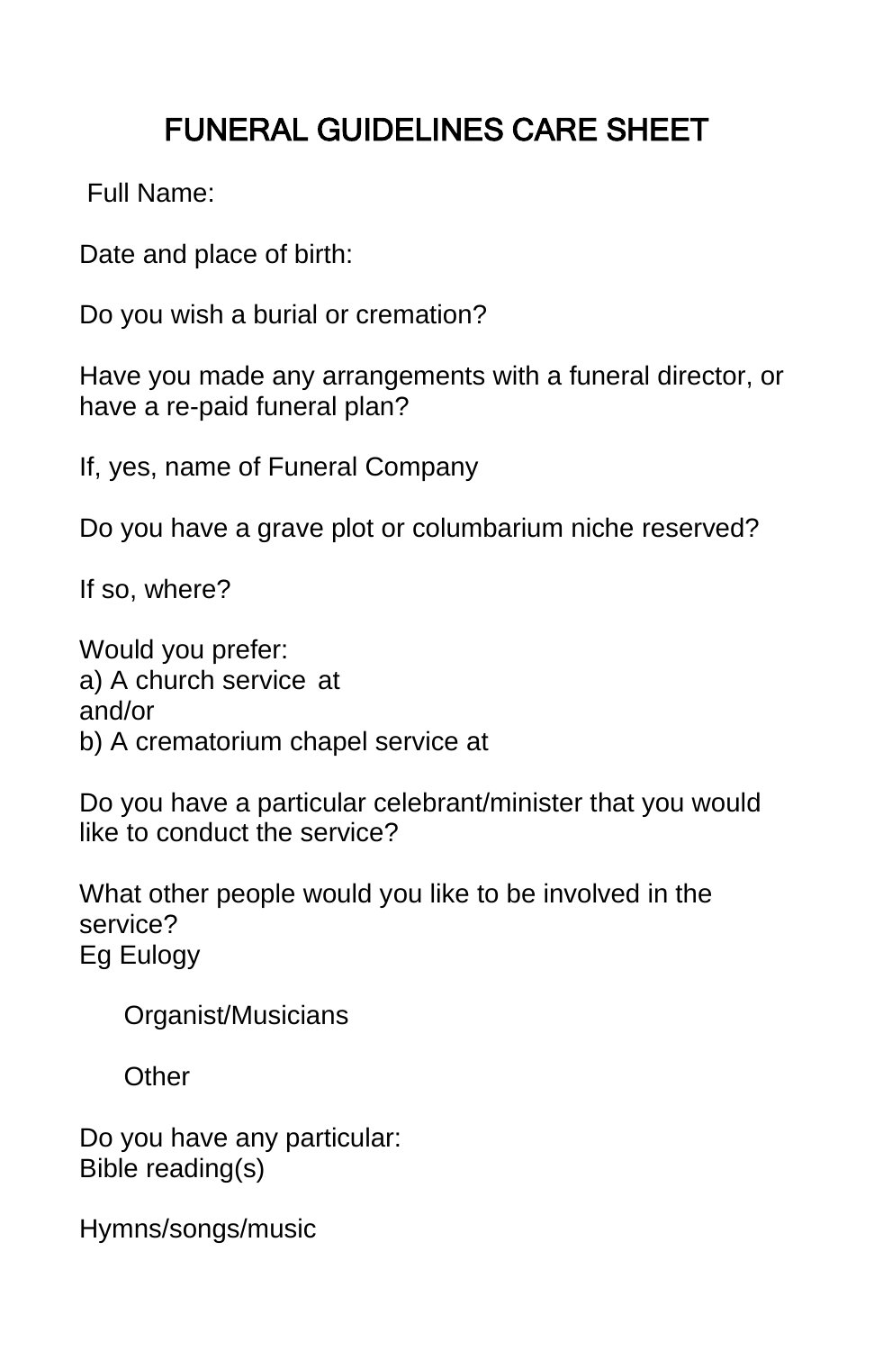# FUNERAL GUIDELINES CARE SHEET

Full Name:

Date and place of birth:

Do you wish a burial or cremation?

Have you made any arrangements with a funeral director, or have a re-paid funeral plan?

If, yes, name of Funeral Company

Do you have a grave plot or columbarium niche reserved?

If so, where?

Would you prefer:
a) A church service at
and/or
b) A crematorium chapel service at

Do you have a particular celebrant/minister that you would like to conduct the service?

What other people would you like to be involved in the service?
Eg Eulogy

Organist/Musicians

Other

Do you have any particular:
Bible reading(s)

Hymns/songs/music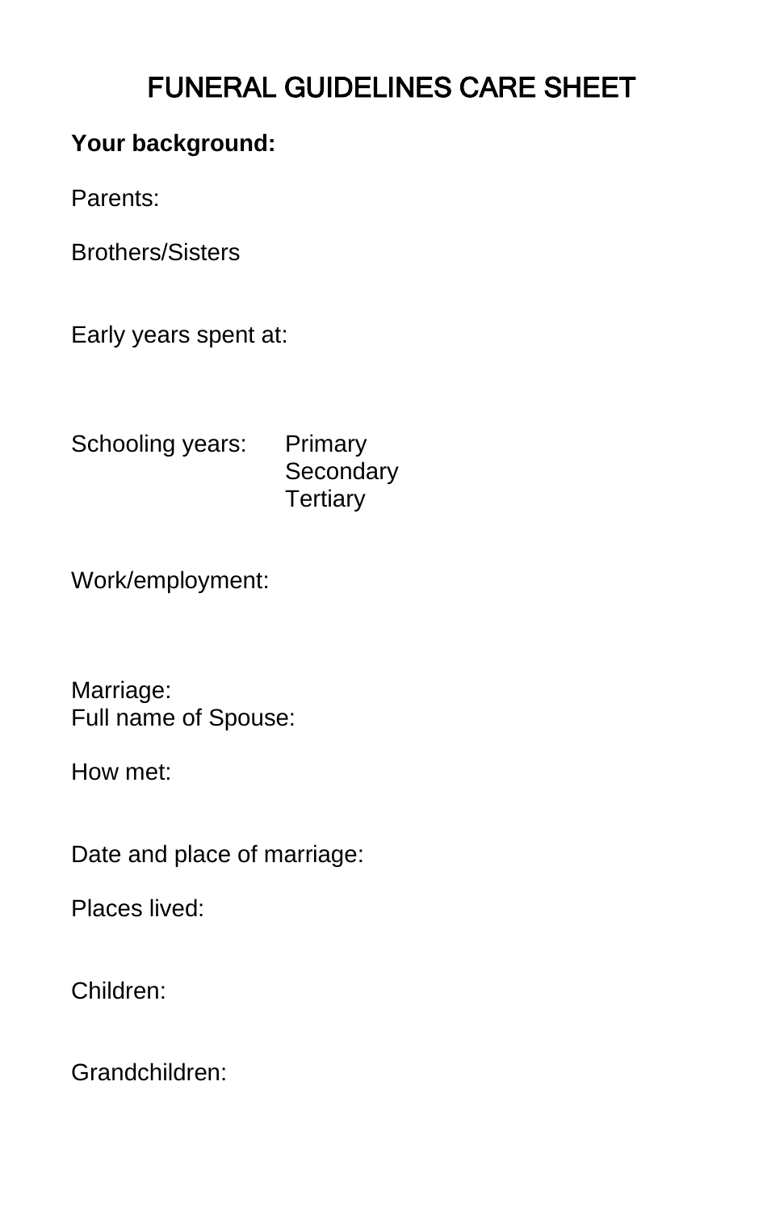# FUNERAL GUIDELINES CARE SHEET

**Your background:**

Parents:

Brothers/Sisters

Early years spent at:

Schooling years: Primary
Secondary
Tertiary

Work/employment:

Marriage:
Full name of Spouse:

How met:

Date and place of marriage:

Places lived:

Children:

Grandchildren: